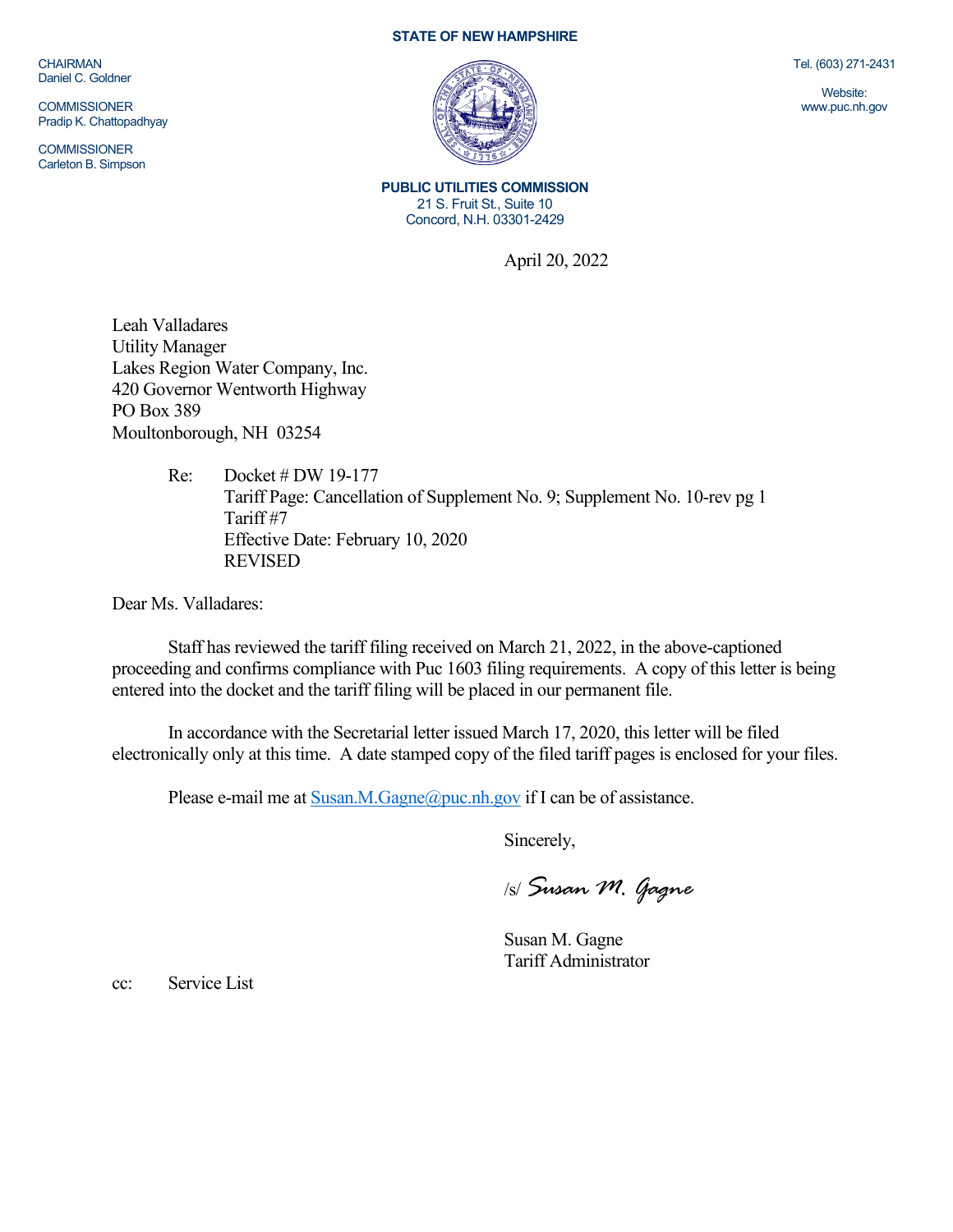**STATE OF NEW HAMPSHIRE**

CHAIRMAN
Daniel C. Goldner

COMMISSIONER
Pradip K. Chattopadhyay

COMMISSIONER
Carleton B. Simpson

Tel. (603) 271-2431

Website:
www.puc.nh.gov

**PUBLIC UTILITIES COMMISSION**
21 S. Fruit St., Suite 10
Concord, N.H. 03301-2429

April 20, 2022

Leah Valladares
Utility Manager
Lakes Region Water Company, Inc.
420 Governor Wentworth Highway
PO Box 389
Moultonborough, NH 03254

Re: Docket # DW 19-177
Tariff Page: Cancellation of Supplement No. 9; Supplement No. 10-rev pg 1
Tariff #7
Effective Date: February 10, 2020
REVISED

Dear Ms. Valladares:

Staff has reviewed the tariff filing received on March 21, 2022, in the above-captioned proceeding and confirms compliance with Puc 1603 filing requirements. A copy of this letter is being entered into the docket and the tariff filing will be placed in our permanent file.

In accordance with the Secretarial letter issued March 17, 2020, this letter will be filed electronically only at this time. A date stamped copy of the filed tariff pages is enclosed for your files.

Please e-mail me at Susan.M.Gagne@puc.nh.gov if I can be of assistance.

Sincerely,

/s/ *Susan M. Gagne*

Susan M. Gagne
Tariff Administrator

cc: Service List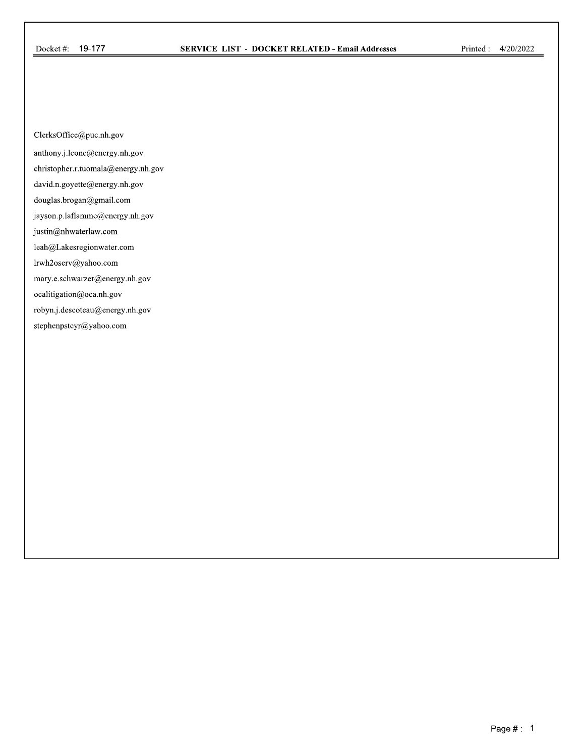Docket #: 19-177

**SERVICE LIST - DOCKET RELATED - Email Addresses**

Printed : 4/20/2022

ClerksOffice@puc.nh.gov

anthony.j.leone@energy.nh.gov

christopher.r.tuomala@energy.nh.gov

david.n.goyette@energy.nh.gov

douglas.brogan@gmail.com

jayson.p.laflamme@energy.nh.gov

justin@nhwaterlaw.com

leah@Lakesregionwater.com

lrwh2oserv@yahoo.com

mary.e.schwarzer@energy.nh.gov

ocalitigation@oca.nh.gov

robyn.j.descoteau@energy.nh.gov

stephenpstcyr@yahoo.com